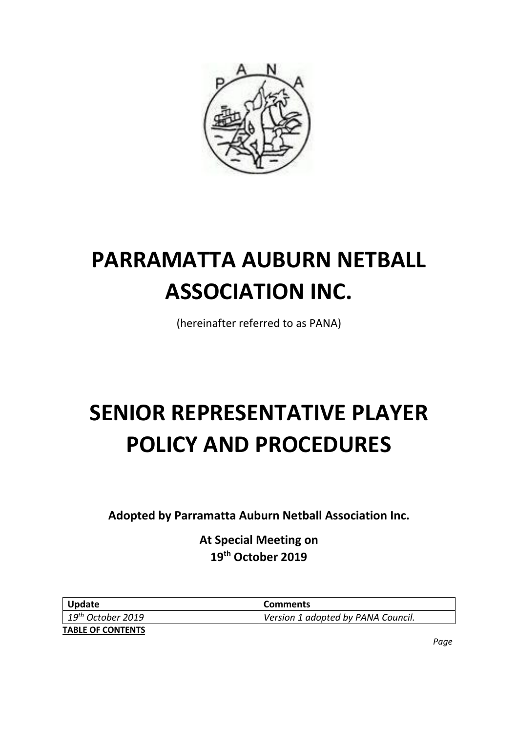# PARRAMATTA AUBURN NETBALL ASSOCIATION INC.

(hereinafter referred to as PANA)

# SENIOR REPRESENTATIVE PLAYER POLICY AND PROCEDURES

**Adopted by Parramatta Auburn Netball Association Inc.**

**At Special Meeting on**
**19th October 2019**

| Update | Comments |
|---|---|
| *19th October 2019* | *Version 1 adopted by PANA Council.* |

**TABLE OF CONTENTS**

*Page*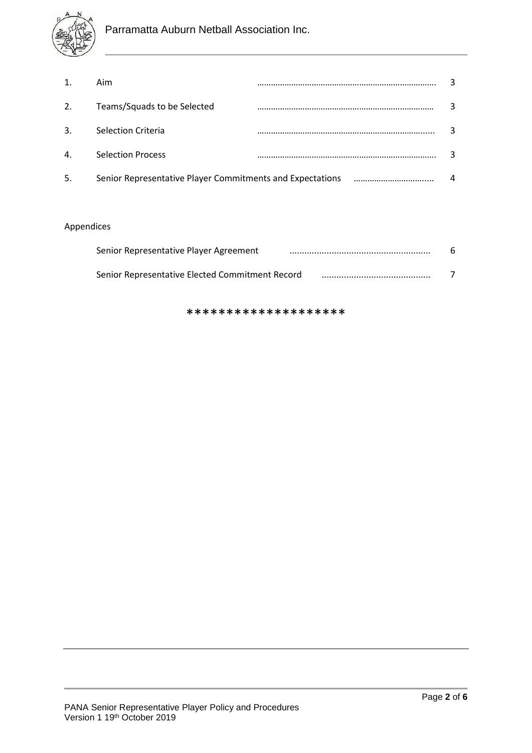| | | |
|---|---|---|
| 1. | Aim | 3 |
| 2. | Teams/Squads to be Selected | 3 |
| 3. | Selection Criteria | 3 |
| 4. | Selection Process | 3 |
| 5. | Senior Representative Player Commitments and Expectations | 4 |

Appendices

| | |
|---|---|
| Senior Representative Player Agreement | 6 |
| Senior Representative Elected Commitment Record | 7 |

*******************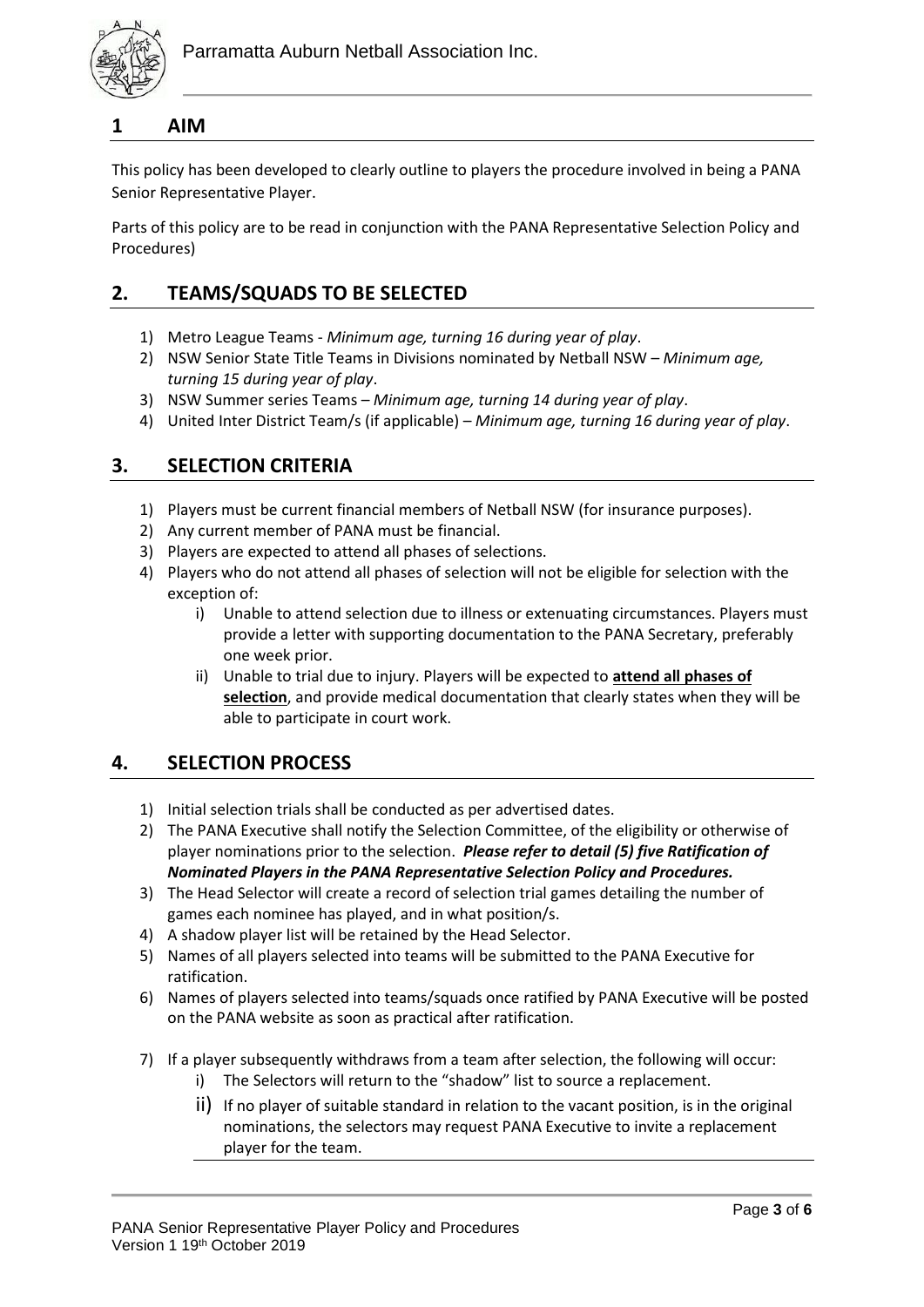## 1 AIM

This policy has been developed to clearly outline to players the procedure involved in being a PANA Senior Representative Player.

Parts of this policy are to be read in conjunction with the PANA Representative Selection Policy and Procedures)

## 2. TEAMS/SQUADS TO BE SELECTED

1) Metro League Teams - *Minimum age, turning 16 during year of play*.
2) NSW Senior State Title Teams in Divisions nominated by Netball NSW – *Minimum age, turning 15 during year of play*.
3) NSW Summer series Teams – *Minimum age, turning 14 during year of play*.
4) United Inter District Team/s (if applicable) – *Minimum age, turning 16 during year of play*.

## 3. SELECTION CRITERIA

1) Players must be current financial members of Netball NSW (for insurance purposes).
2) Any current member of PANA must be financial.
3) Players are expected to attend all phases of selections.
4) Players who do not attend all phases of selection will not be eligible for selection with the exception of:
   i) Unable to attend selection due to illness or extenuating circumstances. Players must provide a letter with supporting documentation to the PANA Secretary, preferably one week prior.
   ii) Unable to trial due to injury. Players will be expected to **attend all phases of selection**, and provide medical documentation that clearly states when they will be able to participate in court work.

## 4. SELECTION PROCESS

1) Initial selection trials shall be conducted as per advertised dates.
2) The PANA Executive shall notify the Selection Committee, of the eligibility or otherwise of player nominations prior to the selection. ***Please refer to detail (5) five Ratification of Nominated Players in the PANA Representative Selection Policy and Procedures.***
3) The Head Selector will create a record of selection trial games detailing the number of games each nominee has played, and in what position/s.
4) A shadow player list will be retained by the Head Selector.
5) Names of all players selected into teams will be submitted to the PANA Executive for ratification.
6) Names of players selected into teams/squads once ratified by PANA Executive will be posted on the PANA website as soon as practical after ratification.
7) If a player subsequently withdraws from a team after selection, the following will occur:
   i) The Selectors will return to the "shadow" list to source a replacement.
   ii) If no player of suitable standard in relation to the vacant position, is in the original nominations, the selectors may request PANA Executive to invite a replacement player for the team.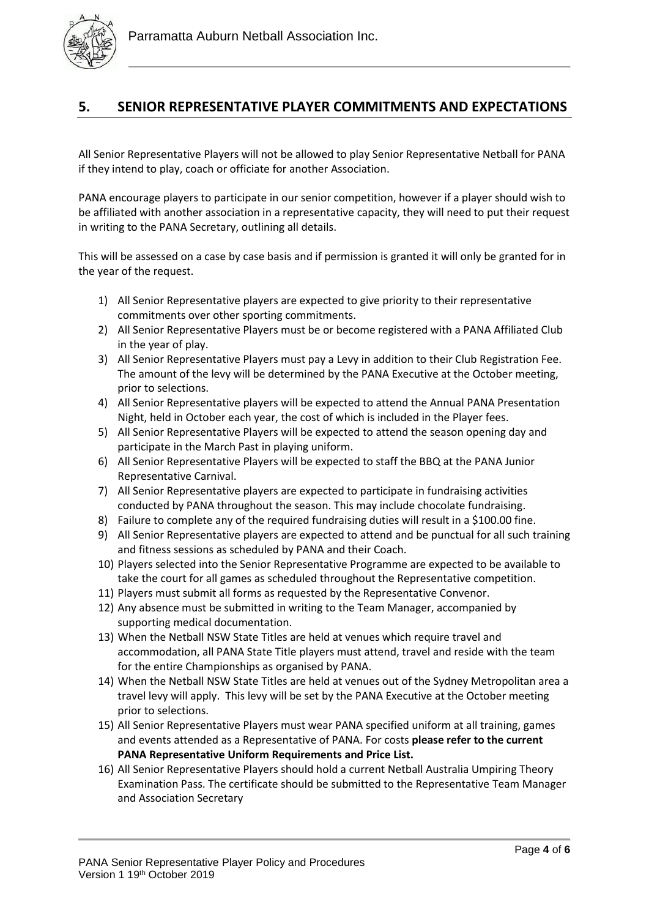## 5. SENIOR REPRESENTATIVE PLAYER COMMITMENTS AND EXPECTATIONS

All Senior Representative Players will not be allowed to play Senior Representative Netball for PANA if they intend to play, coach or officiate for another Association.

PANA encourage players to participate in our senior competition, however if a player should wish to be affiliated with another association in a representative capacity, they will need to put their request in writing to the PANA Secretary, outlining all details.

This will be assessed on a case by case basis and if permission is granted it will only be granted for in the year of the request.

1) All Senior Representative players are expected to give priority to their representative commitments over other sporting commitments.
2) All Senior Representative Players must be or become registered with a PANA Affiliated Club in the year of play.
3) All Senior Representative Players must pay a Levy in addition to their Club Registration Fee. The amount of the levy will be determined by the PANA Executive at the October meeting, prior to selections.
4) All Senior Representative players will be expected to attend the Annual PANA Presentation Night, held in October each year, the cost of which is included in the Player fees.
5) All Senior Representative Players will be expected to attend the season opening day and participate in the March Past in playing uniform.
6) All Senior Representative Players will be expected to staff the BBQ at the PANA Junior Representative Carnival.
7) All Senior Representative players are expected to participate in fundraising activities conducted by PANA throughout the season. This may include chocolate fundraising.
8) Failure to complete any of the required fundraising duties will result in a $100.00 fine.
9) All Senior Representative players are expected to attend and be punctual for all such training and fitness sessions as scheduled by PANA and their Coach.
10) Players selected into the Senior Representative Programme are expected to be available to take the court for all games as scheduled throughout the Representative competition.
11) Players must submit all forms as requested by the Representative Convenor.
12) Any absence must be submitted in writing to the Team Manager, accompanied by supporting medical documentation.
13) When the Netball NSW State Titles are held at venues which require travel and accommodation, all PANA State Title players must attend, travel and reside with the team for the entire Championships as organised by PANA.
14) When the Netball NSW State Titles are held at venues out of the Sydney Metropolitan area a travel levy will apply. This levy will be set by the PANA Executive at the October meeting prior to selections.
15) All Senior Representative Players must wear PANA specified uniform at all training, games and events attended as a Representative of PANA. For costs **please refer to the current PANA Representative Uniform Requirements and Price List.**
16) All Senior Representative Players should hold a current Netball Australia Umpiring Theory Examination Pass. The certificate should be submitted to the Representative Team Manager and Association Secretary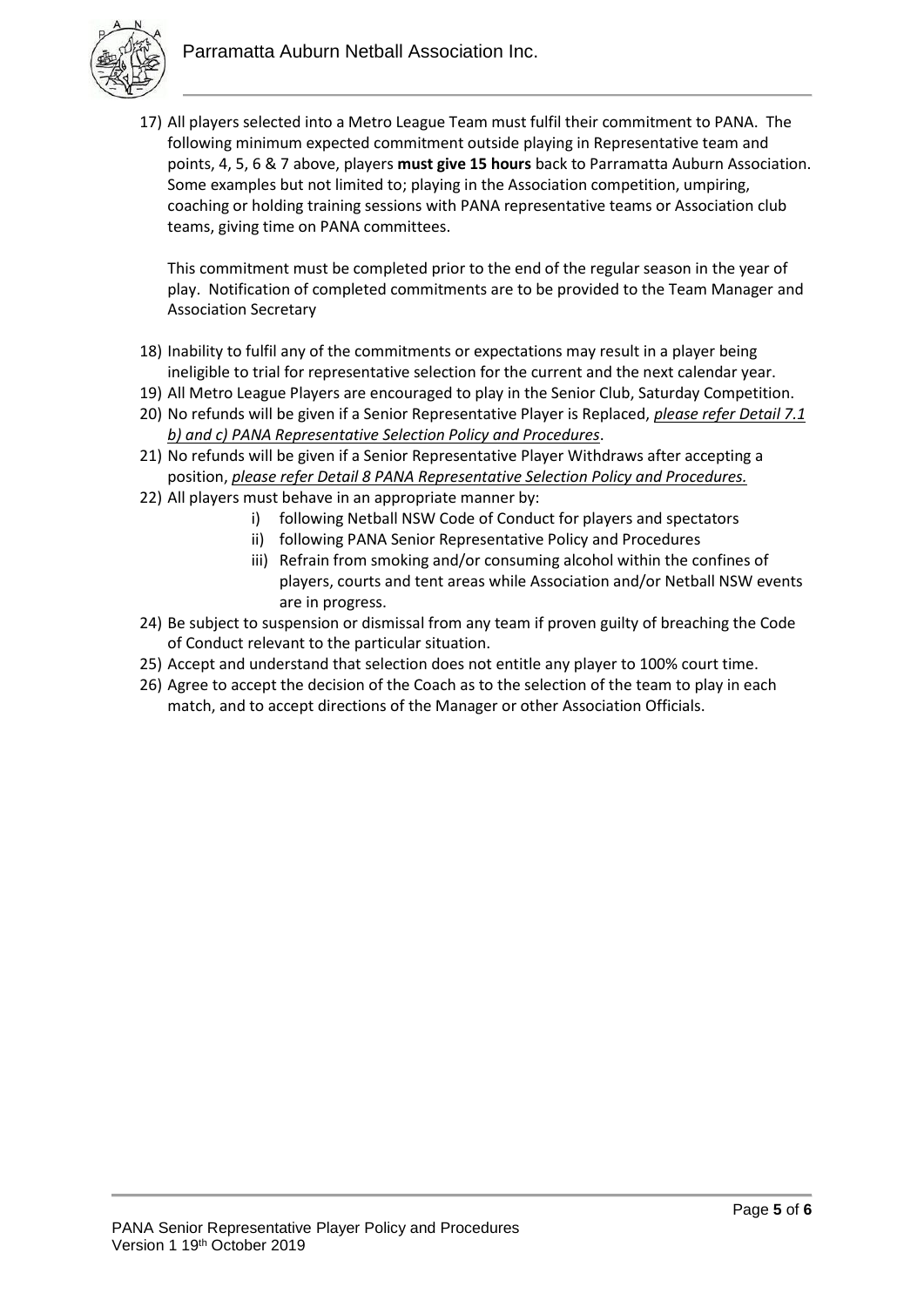17) All players selected into a Metro League Team must fulfil their commitment to PANA. The following minimum expected commitment outside playing in Representative team and points, 4, 5, 6 & 7 above, players **must give 15 hours** back to Parramatta Auburn Association. Some examples but not limited to; playing in the Association competition, umpiring, coaching or holding training sessions with PANA representative teams or Association club teams, giving time on PANA committees.

    This commitment must be completed prior to the end of the regular season in the year of play. Notification of completed commitments are to be provided to the Team Manager and Association Secretary

18) Inability to fulfil any of the commitments or expectations may result in a player being ineligible to trial for representative selection for the current and the next calendar year.
19) All Metro League Players are encouraged to play in the Senior Club, Saturday Competition.
20) No refunds will be given if a Senior Representative Player is Replaced, *please refer Detail 7.1 b) and c) PANA Representative Selection Policy and Procedures*.
21) No refunds will be given if a Senior Representative Player Withdraws after accepting a position, *please refer Detail 8 PANA Representative Selection Policy and Procedures.*
22) All players must behave in an appropriate manner by:
    i) following Netball NSW Code of Conduct for players and spectators
    ii) following PANA Senior Representative Policy and Procedures
    iii) Refrain from smoking and/or consuming alcohol within the confines of players, courts and tent areas while Association and/or Netball NSW events are in progress.
24) Be subject to suspension or dismissal from any team if proven guilty of breaching the Code of Conduct relevant to the particular situation.
25) Accept and understand that selection does not entitle any player to 100% court time.
26) Agree to accept the decision of the Coach as to the selection of the team to play in each match, and to accept directions of the Manager or other Association Officials.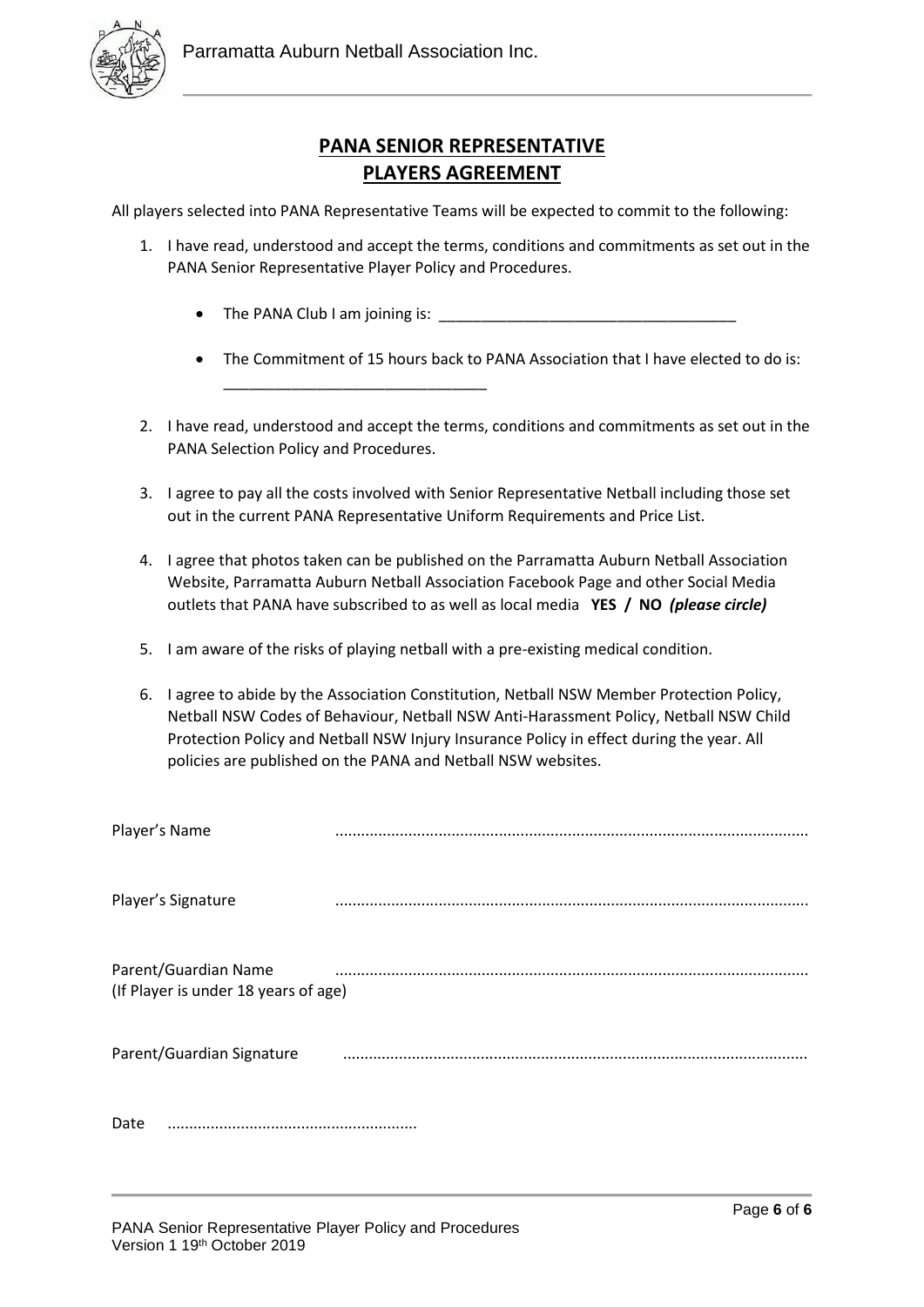# PANA SENIOR REPRESENTATIVE PLAYERS AGREEMENT

All players selected into PANA Representative Teams will be expected to commit to the following:

1. I have read, understood and accept the terms, conditions and commitments as set out in the PANA Senior Representative Player Policy and Procedures.

   - The PANA Club I am joining is: ___________________________________

   - The Commitment of 15 hours back to PANA Association that I have elected to do is: _______________________________

2. I have read, understood and accept the terms, conditions and commitments as set out in the PANA Selection Policy and Procedures.

3. I agree to pay all the costs involved with Senior Representative Netball including those set out in the current PANA Representative Uniform Requirements and Price List.

4. I agree that photos taken can be published on the Parramatta Auburn Netball Association Website, Parramatta Auburn Netball Association Facebook Page and other Social Media outlets that PANA have subscribed to as well as local media **YES / NO** ***(please circle)***

5. I am aware of the risks of playing netball with a pre-existing medical condition.

6. I agree to abide by the Association Constitution, Netball NSW Member Protection Policy, Netball NSW Codes of Behaviour, Netball NSW Anti-Harassment Policy, Netball NSW Child Protection Policy and Netball NSW Injury Insurance Policy in effect during the year. All policies are published on the PANA and Netball NSW websites.

Player's Name ............................................................................................................

Player's Signature ............................................................................................................

Parent/Guardian Name ............................................................................................................
(If Player is under 18 years of age)

Parent/Guardian Signature ..........................................................................................................

Date .........................................................

PANA Senior Representative Player Policy and Procedures
Version 1 19th October 2019